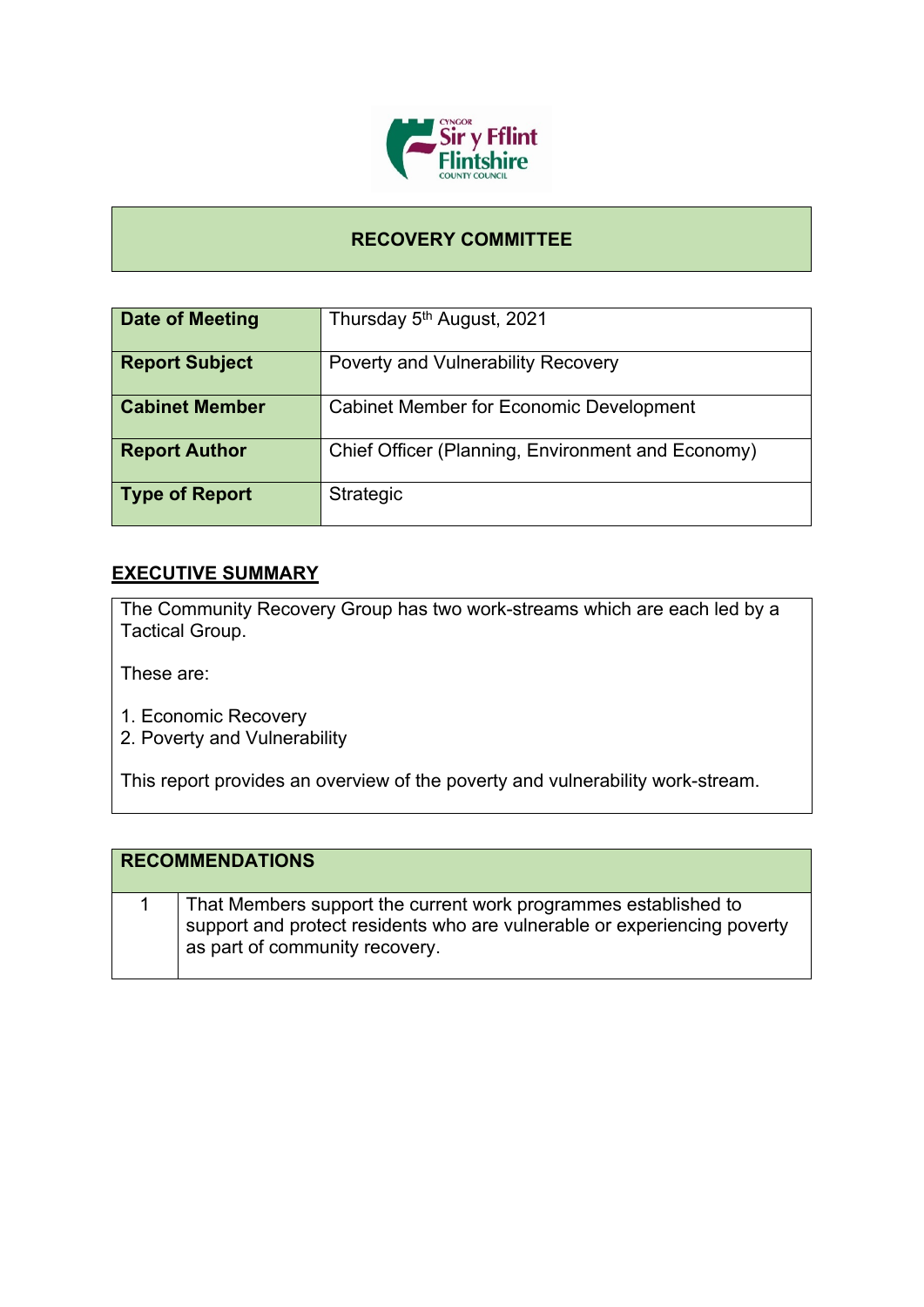# RECOVERY COMMITTEE

| | |
|---|---|
| **Date of Meeting** | Thursday 5th August, 2021 |
| **Report Subject** | Poverty and Vulnerability Recovery |
| **Cabinet Member** | Cabinet Member for Economic Development |
| **Report Author** | Chief Officer (Planning, Environment and Economy) |
| **Type of Report** | Strategic |

## EXECUTIVE SUMMARY

The Community Recovery Group has two work-streams which are each led by a Tactical Group.

These are:

1. Economic Recovery
2. Poverty and Vulnerability

This report provides an overview of the poverty and vulnerability work-stream.

| RECOMMENDATIONS | |
|---|---|
| 1 | That Members support the current work programmes established to support and protect residents who are vulnerable or experiencing poverty as part of community recovery. |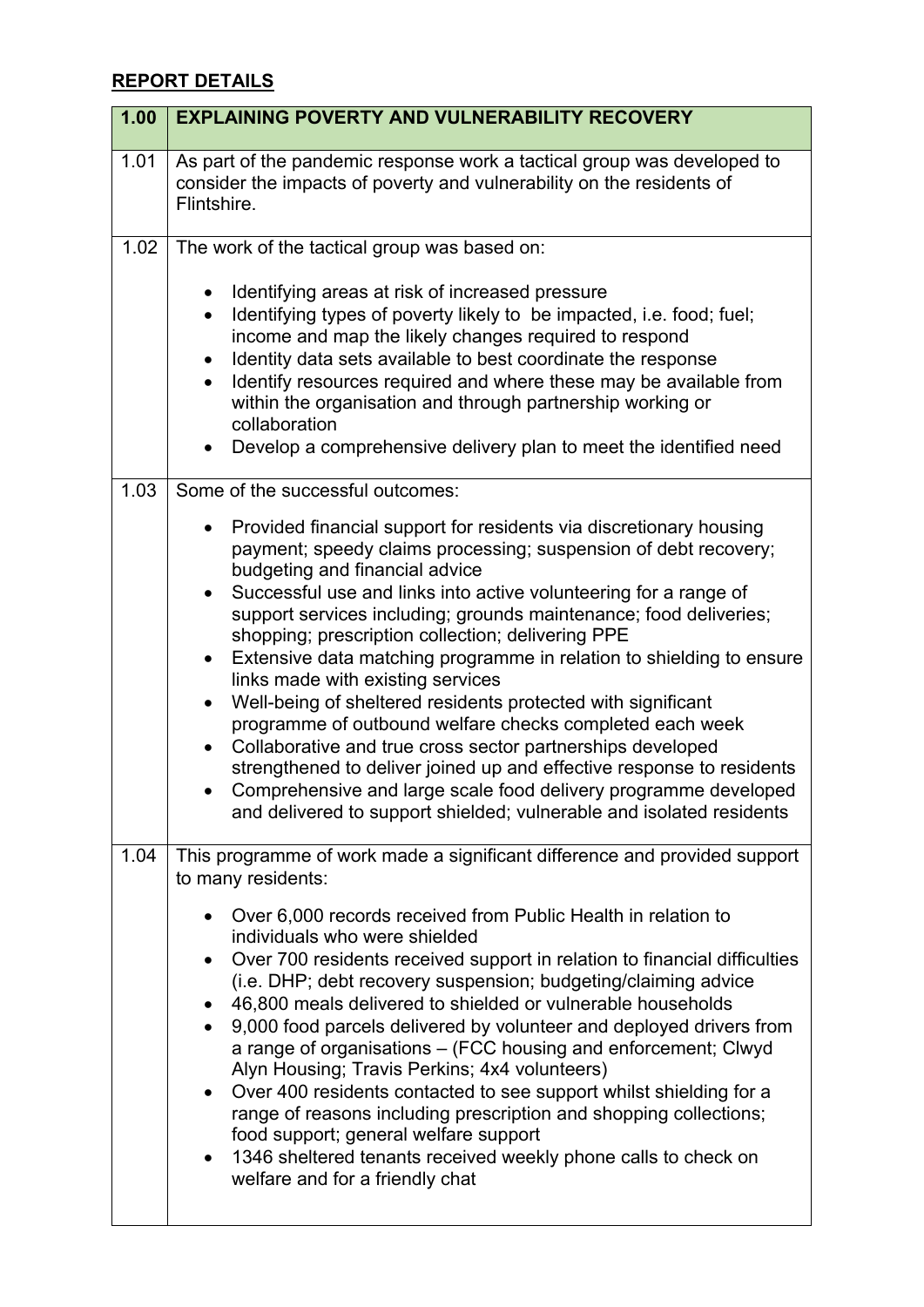## REPORT DETAILS

| 1.00 | EXPLAINING POVERTY AND VULNERABILITY RECOVERY |
|---|---|
| 1.01 | As part of the pandemic response work a tactical group was developed to consider the impacts of poverty and vulnerability on the residents of Flintshire. |
| 1.02 | The work of the tactical group was based on:<br><br>• Identifying areas at risk of increased pressure<br>• Identifying types of poverty likely to be impacted, i.e. food; fuel; income and map the likely changes required to respond<br>• Identity data sets available to best coordinate the response<br>• Identify resources required and where these may be available from within the organisation and through partnership working or collaboration<br>• Develop a comprehensive delivery plan to meet the identified need |
| 1.03 | Some of the successful outcomes:<br><br>• Provided financial support for residents via discretionary housing payment; speedy claims processing; suspension of debt recovery; budgeting and financial advice<br>• Successful use and links into active volunteering for a range of support services including; grounds maintenance; food deliveries; shopping; prescription collection; delivering PPE<br>• Extensive data matching programme in relation to shielding to ensure links made with existing services<br>• Well-being of sheltered residents protected with significant programme of outbound welfare checks completed each week<br>• Collaborative and true cross sector partnerships developed strengthened to deliver joined up and effective response to residents<br>• Comprehensive and large scale food delivery programme developed and delivered to support shielded; vulnerable and isolated residents |
| 1.04 | This programme of work made a significant difference and provided support to many residents:<br><br>• Over 6,000 records received from Public Health in relation to individuals who were shielded<br>• Over 700 residents received support in relation to financial difficulties (i.e. DHP; debt recovery suspension; budgeting/claiming advice<br>• 46,800 meals delivered to shielded or vulnerable households<br>• 9,000 food parcels delivered by volunteer and deployed drivers from a range of organisations – (FCC housing and enforcement; Clwyd Alyn Housing; Travis Perkins; 4x4 volunteers)<br>• Over 400 residents contacted to see support whilst shielding for a range of reasons including prescription and shopping collections; food support; general welfare support<br>• 1346 sheltered tenants received weekly phone calls to check on welfare and for a friendly chat |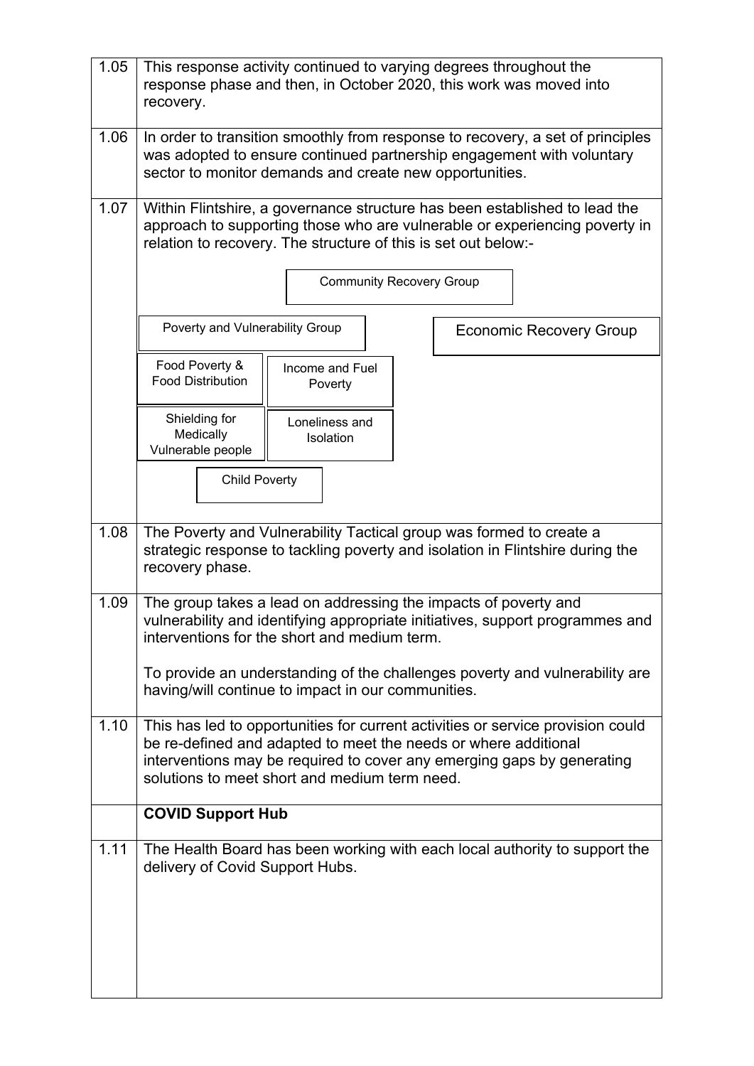| | |
|---|---|
| 1.05 | This response activity continued to varying degrees throughout the response phase and then, in October 2020, this work was moved into recovery. |
| 1.06 | In order to transition smoothly from response to recovery, a set of principles was adopted to ensure continued partnership engagement with voluntary sector to monitor demands and create new opportunities. |
| 1.07 | Within Flintshire, a governance structure has been established to lead the approach to supporting those who are vulnerable or experiencing poverty in relation to recovery. The structure of this is set out below:-<br><br>Community Recovery Group<br>- Poverty and Vulnerability Group<br>  - Food Poverty & Food Distribution<br>  - Income and Fuel Poverty<br>  - Shielding for Medically Vulnerable people<br>  - Loneliness and Isolation<br>  - Child Poverty<br>- Economic Recovery Group |
| 1.08 | The Poverty and Vulnerability Tactical group was formed to create a strategic response to tackling poverty and isolation in Flintshire during the recovery phase. |
| 1.09 | The group takes a lead on addressing the impacts of poverty and vulnerability and identifying appropriate initiatives, support programmes and interventions for the short and medium term.<br><br>To provide an understanding of the challenges poverty and vulnerability are having/will continue to impact in our communities. |
| 1.10 | This has led to opportunities for current activities or service provision could be re-defined and adapted to meet the needs or where additional interventions may be required to cover any emerging gaps by generating solutions to meet short and medium term need. |
| | **COVID Support Hub** |
| 1.11 | The Health Board has been working with each local authority to support the delivery of Covid Support Hubs. |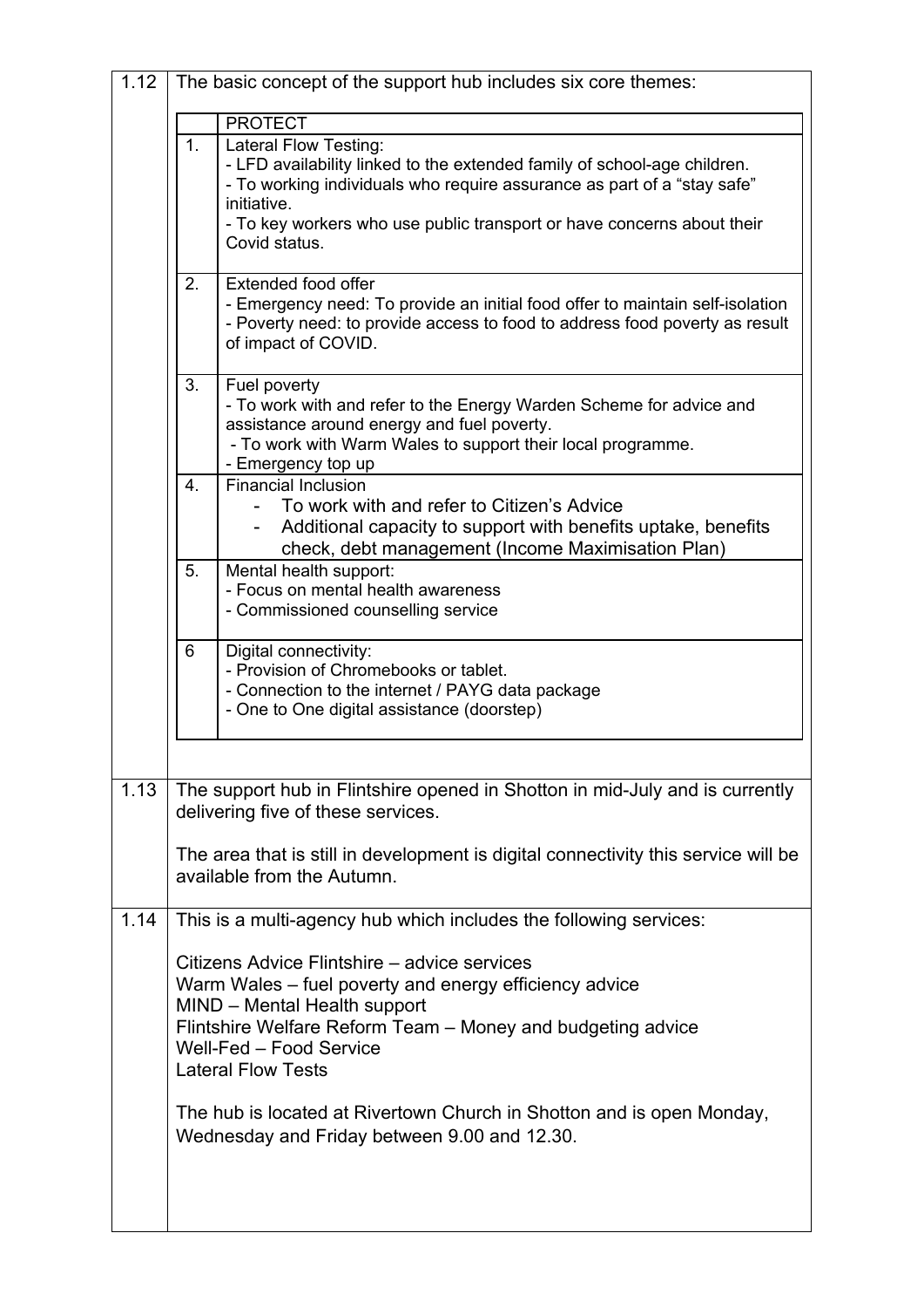1.12 The basic concept of the support hub includes six core themes:

| | PROTECT |
|---|---|
| 1. | Lateral Flow Testing:<br>- LFD availability linked to the extended family of school-age children.<br>- To working individuals who require assurance as part of a "stay safe" initiative.<br>- To key workers who use public transport or have concerns about their Covid status. |
| 2. | Extended food offer<br>- Emergency need: To provide an initial food offer to maintain self-isolation<br>- Poverty need: to provide access to food to address food poverty as result of impact of COVID. |
| 3. | Fuel poverty<br>- To work with and refer to the Energy Warden Scheme for advice and assistance around energy and fuel poverty.<br>- To work with Warm Wales to support their local programme.<br>- Emergency top up |
| 4. | Financial Inclusion<br>- To work with and refer to Citizen's Advice<br>- Additional capacity to support with benefits uptake, benefits check, debt management (Income Maximisation Plan) |
| 5. | Mental health support:<br>- Focus on mental health awareness<br>- Commissioned counselling service |
| 6 | Digital connectivity:<br>- Provision of Chromebooks or tablet.<br>- Connection to the internet / PAYG data package<br>- One to One digital assistance (doorstep) |

1.13 The support hub in Flintshire opened in Shotton in mid-July and is currently delivering five of these services.

The area that is still in development is digital connectivity this service will be available from the Autumn.

1.14 This is a multi-agency hub which includes the following services:

Citizens Advice Flintshire – advice services
Warm Wales – fuel poverty and energy efficiency advice
MIND – Mental Health support
Flintshire Welfare Reform Team – Money and budgeting advice
Well-Fed – Food Service
Lateral Flow Tests

The hub is located at Rivertown Church in Shotton and is open Monday, Wednesday and Friday between 9.00 and 12.30.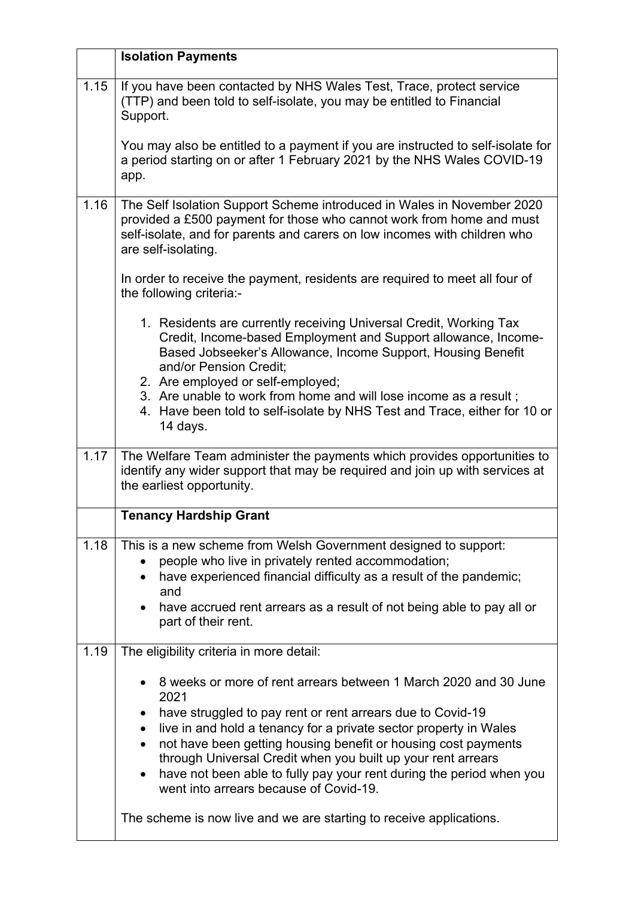| | **Isolation Payments** |
|---|---|
| 1.15 | If you have been contacted by NHS Wales Test, Trace, protect service (TTP) and been told to self-isolate, you may be entitled to Financial Support.<br><br>You may also be entitled to a payment if you are instructed to self-isolate for a period starting on or after 1 February 2021 by the NHS Wales COVID-19 app. |
| 1.16 | The Self Isolation Support Scheme introduced in Wales in November 2020 provided a £500 payment for those who cannot work from home and must self-isolate, and for parents and carers on low incomes with children who are self-isolating.<br><br>In order to receive the payment, residents are required to meet all four of the following criteria:-<br><br>1. Residents are currently receiving Universal Credit, Working Tax Credit, Income-based Employment and Support allowance, Income-Based Jobseeker's Allowance, Income Support, Housing Benefit and/or Pension Credit;<br>2. Are employed or self-employed;<br>3. Are unable to work from home and will lose income as a result ;<br>4. Have been told to self-isolate by NHS Test and Trace, either for 10 or 14 days. |
| 1.17 | The Welfare Team administer the payments which provides opportunities to identify any wider support that may be required and join up with services at the earliest opportunity. |
| | **Tenancy Hardship Grant** |
| 1.18 | This is a new scheme from Welsh Government designed to support:<br>• people who live in privately rented accommodation;<br>• have experienced financial difficulty as a result of the pandemic; and<br>• have accrued rent arrears as a result of not being able to pay all or part of their rent. |
| 1.19 | The eligibility criteria in more detail:<br><br>• 8 weeks or more of rent arrears between 1 March 2020 and 30 June 2021<br>• have struggled to pay rent or rent arrears due to Covid-19<br>• live in and hold a tenancy for a private sector property in Wales<br>• not have been getting housing benefit or housing cost payments through Universal Credit when you built up your rent arrears<br>• have not been able to fully pay your rent during the period when you went into arrears because of Covid-19.<br><br>The scheme is now live and we are starting to receive applications. |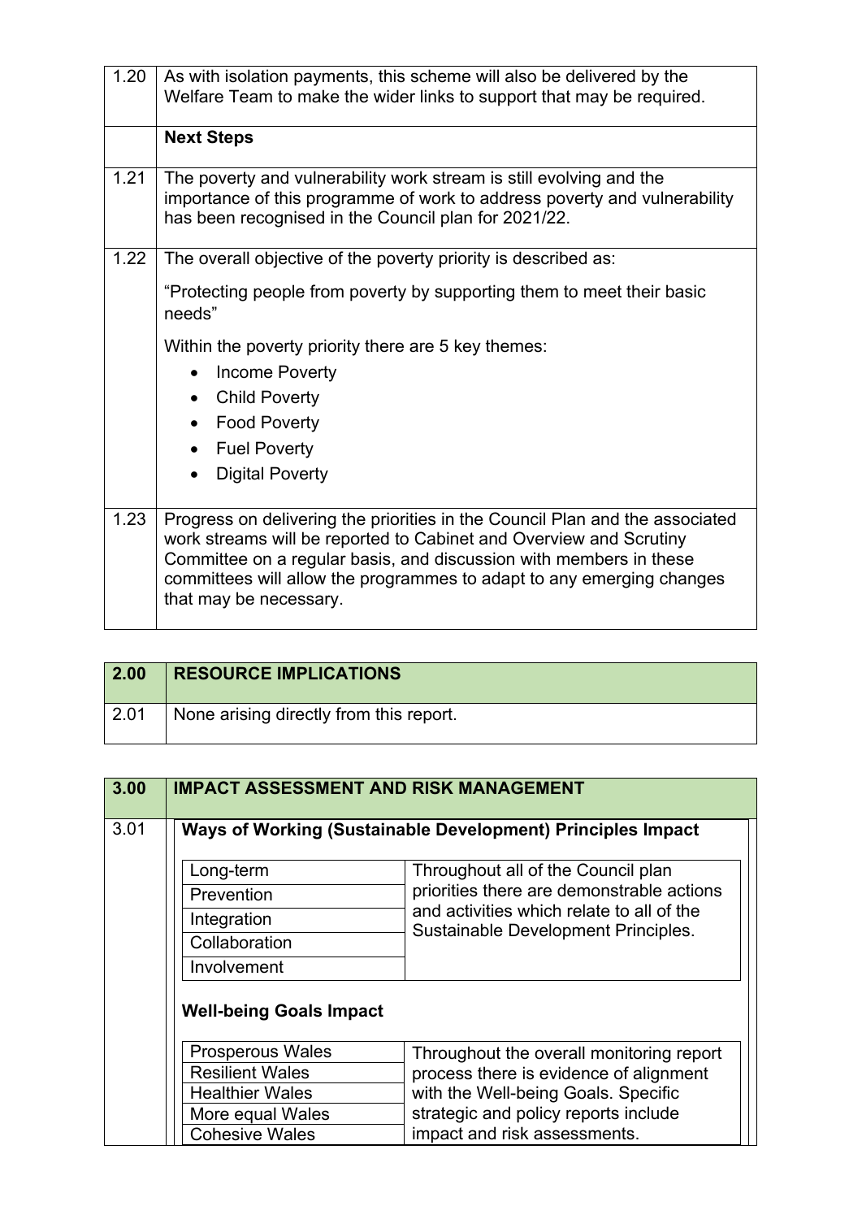| | |
|---|---|
| 1.20 | As with isolation payments, this scheme will also be delivered by the Welfare Team to make the wider links to support that may be required. |
| | **Next Steps** |
| 1.21 | The poverty and vulnerability work stream is still evolving and the importance of this programme of work to address poverty and vulnerability has been recognised in the Council plan for 2021/22. |
| 1.22 | The overall objective of the poverty priority is described as:<br><br>"Protecting people from poverty by supporting them to meet their basic needs"<br><br>Within the poverty priority there are 5 key themes:<br>• Income Poverty<br>• Child Poverty<br>• Food Poverty<br>• Fuel Poverty<br>• Digital Poverty |
| 1.23 | Progress on delivering the priorities in the Council Plan and the associated work streams will be reported to Cabinet and Overview and Scrutiny Committee on a regular basis, and discussion with members in these committees will allow the programmes to adapt to any emerging changes that may be necessary. |

| **2.00** | **RESOURCE IMPLICATIONS** |
|---|---|
| 2.01 | None arising directly from this report. |

| **3.00** | **IMPACT ASSESSMENT AND RISK MANAGEMENT** |
|---|---|
| 3.01 | **Ways of Working (Sustainable Development) Principles Impact** |

| | |
|---|---|
| Long-term | Throughout all of the Council plan priorities there are demonstrable actions and activities which relate to all of the Sustainable Development Principles. |
| Prevention | |
| Integration | |
| Collaboration | |
| Involvement | |

**Well-being Goals Impact**

| | |
|---|---|
| Prosperous Wales | Throughout the overall monitoring report process there is evidence of alignment with the Well-being Goals. Specific strategic and policy reports include impact and risk assessments. |
| Resilient Wales | |
| Healthier Wales | |
| More equal Wales | |
| Cohesive Wales | |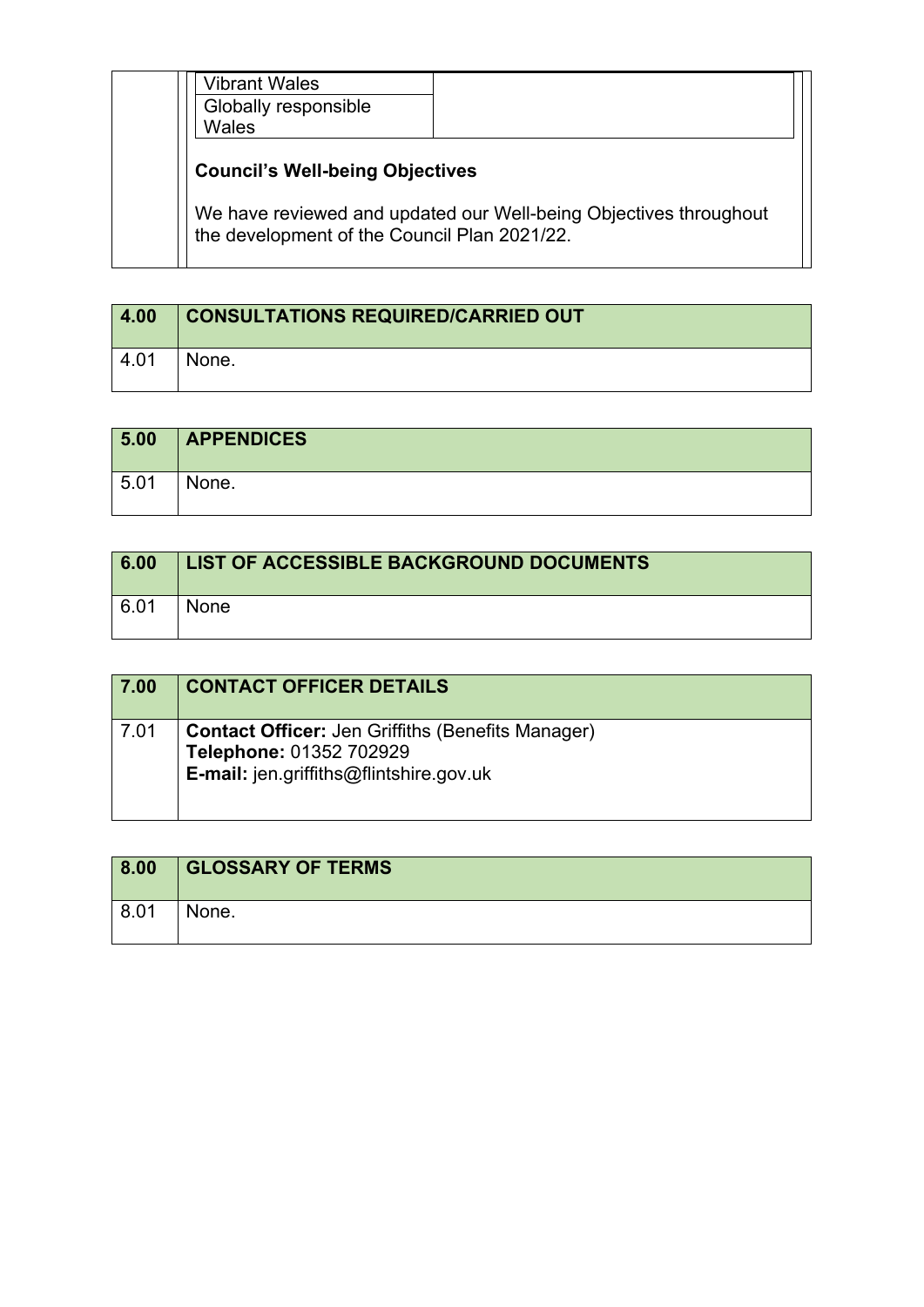| | |
|---|---|
| Vibrant Wales | |
| Globally responsible Wales | |

**Council's Well-being Objectives**

We have reviewed and updated our Well-being Objectives throughout the development of the Council Plan 2021/22.

| 4.00 | CONSULTATIONS REQUIRED/CARRIED OUT |
|---|---|
| 4.01 | None. |

| 5.00 | APPENDICES |
|---|---|
| 5.01 | None. |

| 6.00 | LIST OF ACCESSIBLE BACKGROUND DOCUMENTS |
|---|---|
| 6.01 | None |

| 7.00 | CONTACT OFFICER DETAILS |
|---|---|
| 7.01 | **Contact Officer:** Jen Griffiths (Benefits Manager)<br>**Telephone:** 01352 702929<br>**E-mail:** jen.griffiths@flintshire.gov.uk |

| 8.00 | GLOSSARY OF TERMS |
|---|---|
| 8.01 | None. |